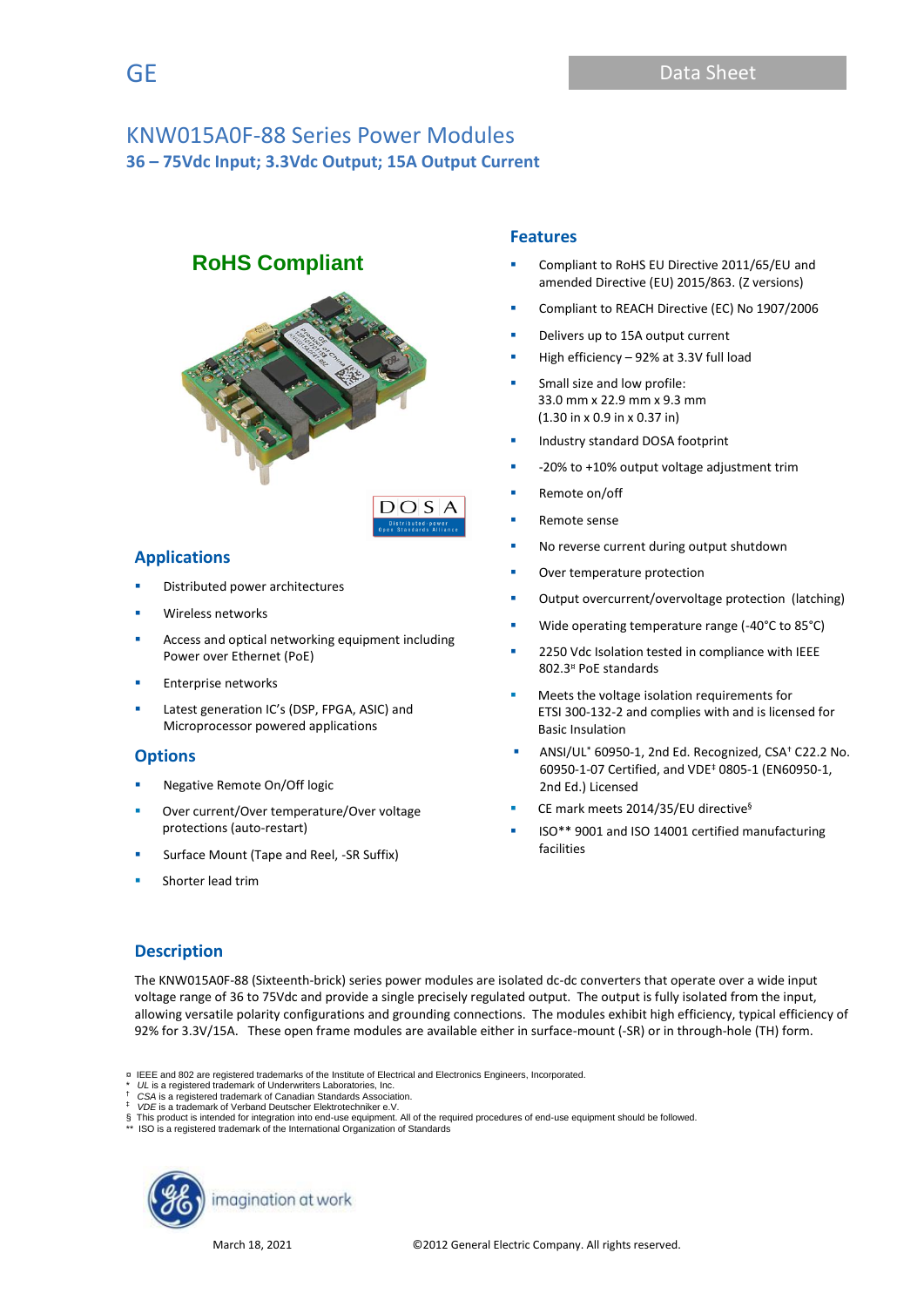GE

Data Sheet

# KNW015A0F-88 Series Power Modules

## 36 – 75Vdc Input; 3.3Vdc Output; 15A Output Current

**RoHS Compliant**

## Features

- Compliant to RoHS EU Directive 2011/65/EU and amended Directive (EU) 2015/863. (Z versions)
- Compliant to REACH Directive (EC) No 1907/2006
- Delivers up to 15A output current
- High efficiency – 92% at 3.3V full load
- Small size and low profile: 33.0 mm x 22.9 mm x 9.3 mm (1.30 in x 0.9 in x 0.37 in)
- Industry standard DOSA footprint
- -20% to +10% output voltage adjustment trim
- Remote on/off
- Remote sense
- No reverse current during output shutdown
- Over temperature protection
- Output overcurrent/overvoltage protection (latching)
- Wide operating temperature range (-40°C to 85°C)
- 2250 Vdc Isolation tested in compliance with IEEE 802.3¤ PoE standards
- Meets the voltage isolation requirements for ETSI 300-132-2 and complies with and is licensed for Basic Insulation
- ANSI/UL* 60950-1, 2nd Ed. Recognized, CSA† C22.2 No. 60950-1-07 Certified, and VDE‡ 0805-1 (EN60950-1, 2nd Ed.) Licensed
- CE mark meets 2014/35/EU directive§
- ISO** 9001 and ISO 14001 certified manufacturing facilities

## Applications

- Distributed power architectures
- Wireless networks
- Access and optical networking equipment including Power over Ethernet (PoE)
- Enterprise networks
- Latest generation IC's (DSP, FPGA, ASIC) and Microprocessor powered applications

## Options

- Negative Remote On/Off logic
- Over current/Over temperature/Over voltage protections (auto-restart)
- Surface Mount (Tape and Reel, -SR Suffix)
- Shorter lead trim

## Description

The KNW015A0F-88 (Sixteenth-brick) series power modules are isolated dc-dc converters that operate over a wide input voltage range of 36 to 75Vdc and provide a single precisely regulated output. The output is fully isolated from the input, allowing versatile polarity configurations and grounding connections. The modules exhibit high efficiency, typical efficiency of 92% for 3.3V/15A. These open frame modules are available either in surface-mount (-SR) or in through-hole (TH) form.

¤ IEEE and 802 are registered trademarks of the Institute of Electrical and Electronics Engineers, Incorporated.
\* *UL* is a registered trademark of Underwriters Laboratories, Inc.
† *CSA* is a registered trademark of Canadian Standards Association.
‡ *VDE* is a trademark of Verband Deutscher Elektrotechniker e.V.
§ This product is intended for integration into end-use equipment. All of the required procedures of end-use equipment should be followed.
\*\* ISO is a registered trademark of the International Organization of Standards

March 18, 2021 ©2012 General Electric Company. All rights reserved.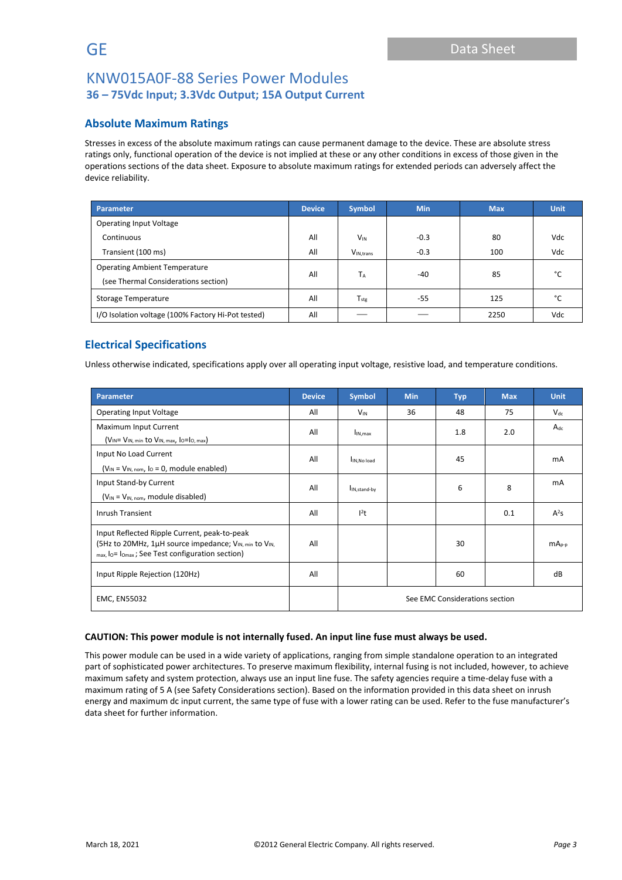# KNW015A0F-88 Series Power Modules

**36 – 75Vdc Input; 3.3Vdc Output; 15A Output Current**

## Absolute Maximum Ratings

Stresses in excess of the absolute maximum ratings can cause permanent damage to the device. These are absolute stress ratings only, functional operation of the device is not implied at these or any other conditions in excess of those given in the operations sections of the data sheet. Exposure to absolute maximum ratings for extended periods can adversely affect the device reliability.

| Parameter | Device | Symbol | Min | Max | Unit |
|---|---|---|---|---|---|
| Operating Input Voltage | | | | | |
| Continuous | All | $V_{IN}$ | -0.3 | 80 | Vdc |
| Transient (100 ms) | All | $V_{IN,trans}$ | -0.3 | 100 | Vdc |
| Operating Ambient Temperature (see Thermal Considerations section) | All | $T_A$ | -40 | 85 | °C |
| Storage Temperature | All | $T_{stg}$ | -55 | 125 | °C |
| I/O Isolation voltage (100% Factory Hi-Pot tested) | All | — | — | 2250 | Vdc |

## Electrical Specifications

Unless otherwise indicated, specifications apply over all operating input voltage, resistive load, and temperature conditions.

| Parameter | Device | Symbol | Min | Typ | Max | Unit |
|---|---|---|---|---|---|---|
| Operating Input Voltage | All | $V_{IN}$ | 36 | 48 | 75 | $V_{dc}$ |
| Maximum Input Current ($V_{IN}$= $V_{IN,\,min}$ to $V_{IN,\,max}$, $I_O$=$I_{O,\,max}$) | All | $I_{IN,max}$ | | 1.8 | 2.0 | $A_{dc}$ |
| Input No Load Current ($V_{IN}$ = $V_{IN,\,nom}$, $I_O$ = 0, module enabled) | All | $I_{IN,No\ load}$ | | 45 | | mA |
| Input Stand-by Current ($V_{IN}$ = $V_{IN,\,nom}$, module disabled) | All | $I_{IN,stand\text{-}by}$ | | 6 | 8 | mA |
| Inrush Transient | All | $I^2t$ | | | 0.1 | $A^2s$ |
| Input Reflected Ripple Current, peak-to-peak (5Hz to 20MHz, 1μH source impedance; $V_{IN,\,min}$ to $V_{IN,\,max}$, $I_O$= $I_{Omax}$ ; See Test configuration section) | All | | | 30 | | $mA_{p\text{-}p}$ |
| Input Ripple Rejection (120Hz) | All | | | 60 | | dB |
| EMC, EN55032 | | See EMC Considerations section | | | | |

**CAUTION: This power module is not internally fused. An input line fuse must always be used.**

This power module can be used in a wide variety of applications, ranging from simple standalone operation to an integrated part of sophisticated power architectures. To preserve maximum flexibility, internal fusing is not included, however, to achieve maximum safety and system protection, always use an input line fuse. The safety agencies require a time-delay fuse with a maximum rating of 5 A (see Safety Considerations section). Based on the information provided in this data sheet on inrush energy and maximum dc input current, the same type of fuse with a lower rating can be used. Refer to the fuse manufacturer's data sheet for further information.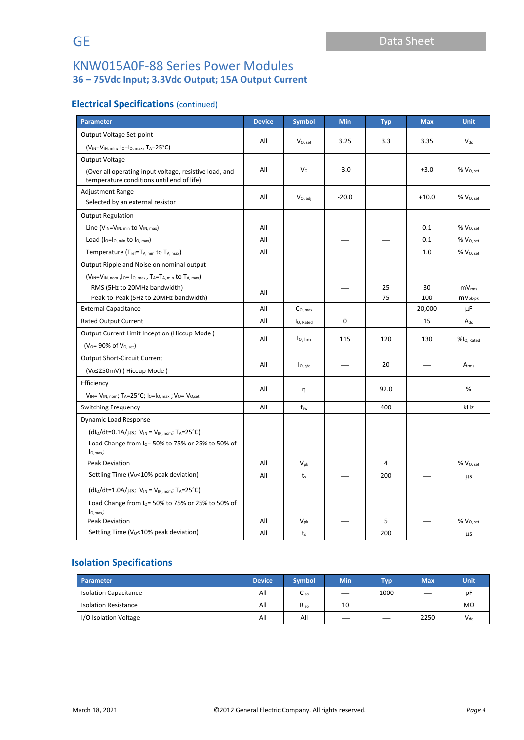## Electrical Specifications (continued)

| Parameter | Device | Symbol | Min | Typ | Max | Unit |
|---|---|---|---|---|---|---|
| Output Voltage Set-point ($V_{IN}$=$V_{IN, min}$, $I_O$=$I_{O, max}$, $T_A$=25°C) | All | $V_{O, set}$ | 3.25 | 3.3 | 3.35 | $V_{dc}$ |
| Output Voltage (Over all operating input voltage, resistive load, and temperature conditions until end of life) | All | $V_O$ | -3.0 | | +3.0 | % $V_{O, set}$ |
| Adjustment Range Selected by an external resistor | All | $V_{O, adj}$ | -20.0 | | +10.0 | % $V_{O, set}$ |
| Output Regulation | | | | | | |
| Line ($V_{IN}$=$V_{IN, min}$ to $V_{IN, max}$) | All | | — | — | 0.1 | % $V_{O, set}$ |
| Load ($I_O$=$I_{O, min}$ to $I_{O, max}$) | All | | — | — | 0.1 | % $V_{O, set}$ |
| Temperature ($T_{ref}$=$T_{A, min}$ to $T_{A, max}$) | All | | — | — | 1.0 | % $V_{O, set}$ |
| Output Ripple and Noise on nominal output ($V_{IN}$=$V_{IN, nom}$ ,$I_O$= $I_{O, max}$ , $T_A$=$T_{A, min}$ to $T_{A, max}$) | | | | | | |
| RMS (5Hz to 20MHz bandwidth) | All | | — | 25 | 30 | $mV_{rms}$ |
| Peak-to-Peak (5Hz to 20MHz bandwidth) | All | | — | 75 | 100 | $mV_{pk-pk}$ |
| External Capacitance | All | $C_{O, max}$ | | | 20,000 | μF |
| Rated Output Current | All | $I_{O, Rated}$ | 0 | — | 15 | $A_{dc}$ |
| Output Current Limit Inception (Hiccup Mode ) ($V_O$= 90% of $V_{O, set}$) | All | $I_{O, lim}$ | 115 | 120 | 130 | %$I_{O, Rated}$ |
| Output Short-Circuit Current ($V_O$≤250mV) ( Hiccup Mode ) | All | $I_{O, s/c}$ | — | 20 | — | $A_{rms}$ |
| Efficiency $V_{IN}$= $V_{IN, nom}$; $T_A$=25°C; $I_O$=$I_{O, max}$ ; $V_O$= $V_{O,set}$ | All | η | | 92.0 | | % |
| Switching Frequency | All | $f_{sw}$ | — | 400 | — | kHz |
| Dynamic Load Response | | | | | | |
| ($dI_O/dt$=0.1A/μs; $V_{IN}$ = $V_{IN, nom}$; $T_A$=25°C) Load Change from $I_O$= 50% to 75% or 25% to 50% of $I_{O,max}$; | | | | | | |
| Peak Deviation | All | $V_{pk}$ | — | 4 | — | % $V_{O, set}$ |
| Settling Time ($V_O$<10% peak deviation) | All | $t_s$ | — | 200 | — | μs |
| ($dI_O/dt$=1.0A/μs; $V_{IN}$ = $V_{IN, nom}$; $T_A$=25°C) Load Change from $I_O$= 50% to 75% or 25% to 50% of $I_{O,max}$; | | | | | | |
| Peak Deviation | All | $V_{pk}$ | — | 5 | — | % $V_{O, set}$ |
| Settling Time ($V_O$<10% peak deviation) | All | $t_s$ | — | 200 | — | μs |

## Isolation Specifications

| Parameter | Device | Symbol | Min | Typ | Max | Unit |
|---|---|---|---|---|---|---|
| Isolation Capacitance | All | $C_{iso}$ | — | 1000 | — | pF |
| Isolation Resistance | All | $R_{iso}$ | 10 | — | — | MΩ |
| I/O Isolation Voltage | All | All | — | — | 2250 | $V_{dc}$ |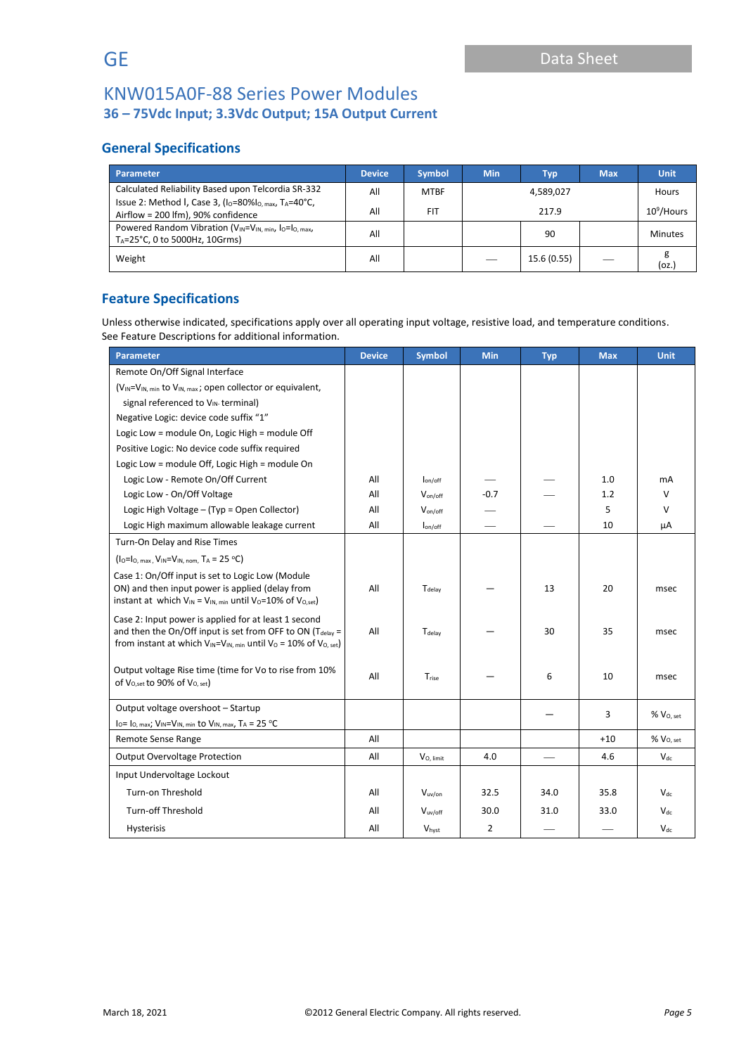## General Specifications

| Parameter | Device | Symbol | Min | Typ | Max | Unit |
|---|---|---|---|---|---|---|
| Calculated Reliability Based upon Telcordia SR-332 Issue 2: Method I, Case 3, ($I_O$=80%$I_{O,\,max}$, $T_A$=40°C, Airflow = 200 lfm), 90% confidence | All | MTBF | | 4,589,027 | | Hours |
| | All | FIT | | 217.9 | | $10^9$/Hours |
| Powered Random Vibration ($V_{IN}$=$V_{IN,\,min}$, $I_O$=$I_{O,\,max}$, $T_A$=25°C, 0 to 5000Hz, 10Grms) | All | | | 90 | | Minutes |
| Weight | All | | — | 15.6 (0.55) | — | g (oz.) |

## Feature Specifications

Unless otherwise indicated, specifications apply over all operating input voltage, resistive load, and temperature conditions. See Feature Descriptions for additional information.

| Parameter | Device | Symbol | Min | Typ | Max | Unit |
|---|---|---|---|---|---|---|
| Remote On/Off Signal Interface | | | | | | |
| ($V_{IN}$=$V_{IN,\,min}$ to $V_{IN,\,max}$ ; open collector or equivalent, | | | | | | |
| signal referenced to $V_{IN-}$ terminal) | | | | | | |
| Negative Logic: device code suffix "1" | | | | | | |
| Logic Low = module On, Logic High = module Off | | | | | | |
| Positive Logic: No device code suffix required | | | | | | |
| Logic Low = module Off, Logic High = module On | | | | | | |
| Logic Low - Remote On/Off Current | All | $I_{on/off}$ | — | — | 1.0 | mA |
| Logic Low - On/Off Voltage | All | $V_{on/off}$ | -0.7 | — | 1.2 | V |
| Logic High Voltage – (Typ = Open Collector) | All | $V_{on/off}$ | — | — | 5 | V |
| Logic High maximum allowable leakage current | All | $I_{on/off}$ | — | — | 10 | μA |
| Turn-On Delay and Rise Times ($I_O$=$I_{O,\,max}$ , $V_{IN}$=$V_{IN,\,nom,}$ $T_A$ = 25 °C) | | | | | | |
| Case 1: On/Off input is set to Logic Low (Module ON) and then input power is applied (delay from instant at which $V_{IN}$ = $V_{IN,\,min}$ until $V_O$=10% of $V_{O,set}$) | All | $T_{delay}$ | — | 13 | 20 | msec |
| Case 2: Input power is applied for at least 1 second and then the On/Off input is set from OFF to ON ($T_{delay}$ = from instant at which $V_{IN}$=$V_{IN,\,min}$ until $V_O$ = 10% of $V_{O,\,set}$) | All | $T_{delay}$ | — | 30 | 35 | msec |
| Output voltage Rise time (time for Vo to rise from 10% of $V_{O,set}$ to 90% of $V_{O,\,set}$) | All | $T_{rise}$ | — | 6 | 10 | msec |
| Output voltage overshoot – Startup $I_O$= $I_{O,\,max}$; $V_{IN}$=$V_{IN,\,min}$ to $V_{IN,\,max}$, $T_A$ = 25 °C | | | | — | 3 | % $V_{O,\,set}$ |
| Remote Sense Range | All | | | | +10 | % $V_{O,\,set}$ |
| Output Overvoltage Protection | All | $V_{O,\,limit}$ | 4.0 | — | 4.6 | $V_{dc}$ |
| Input Undervoltage Lockout | | | | | | |
| Turn-on Threshold | All | $V_{uv/on}$ | 32.5 | 34.0 | 35.8 | $V_{dc}$ |
| Turn-off Threshold | All | $V_{uv/off}$ | 30.0 | 31.0 | 33.0 | $V_{dc}$ |
| Hysterisis | All | $V_{hyst}$ | 2 | — | — | $V_{dc}$ |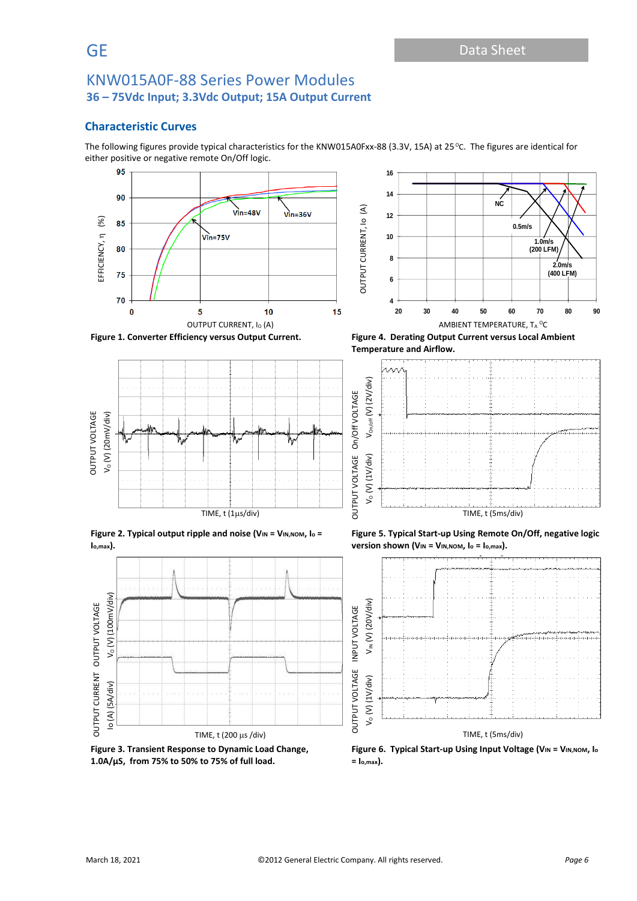## Characteristic Curves

The following figures provide typical characteristics for the KNW015A0Fxx-88 (3.3V, 15A) at 25°C. The figures are identical for either positive or negative remote On/Off logic.

**Figure 1. Converter Efficiency versus Output Current.**

**Figure 4. Derating Output Current versus Local Ambient Temperature and Airflow.**

**Figure 2. Typical output ripple and noise ($V_{IN} = V_{IN,NOM}$, $I_o = I_{o,max}$).**

**Figure 5. Typical Start-up Using Remote On/Off, negative logic version shown ($V_{IN} = V_{IN,NOM}$, $I_o = I_{o,max}$).**

**Figure 3. Transient Response to Dynamic Load Change, 1.0A/µS, from 75% to 50% to 75% of full load.**

**Figure 6. Typical Start-up Using Input Voltage ($V_{IN} = V_{IN,NOM}$, $I_o = I_{o,max}$).**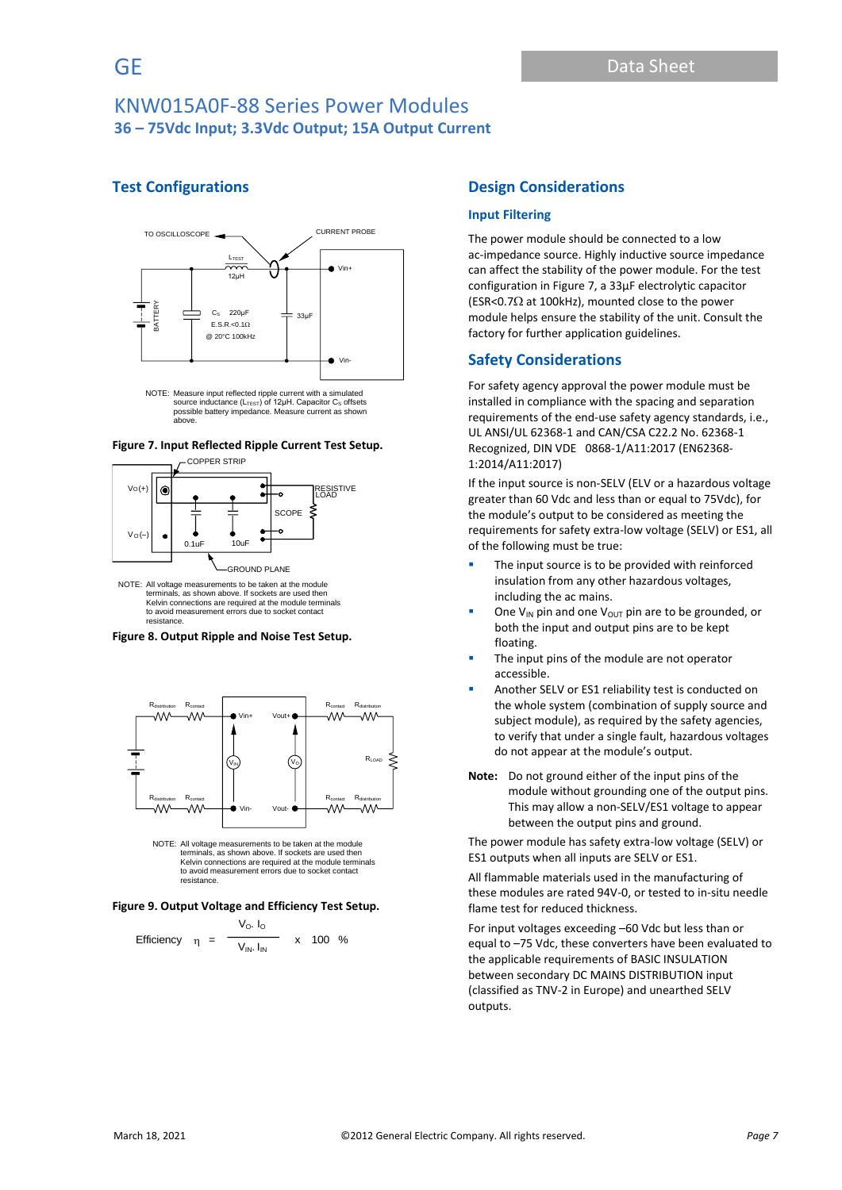## Test Configurations

NOTE: Measure input reflected ripple current with a simulated source inductance ($L_{TEST}$) of 12μH. Capacitor $C_S$ offsets possible battery impedance. Measure current as shown above.

**Figure 7. Input Reflected Ripple Current Test Setup.**

NOTE: All voltage measurements to be taken at the module terminals, as shown above. If sockets are used then Kelvin connections are required at the module terminals to avoid measurement errors due to socket contact resistance.

**Figure 8. Output Ripple and Noise Test Setup.**

NOTE: All voltage measurements to be taken at the module terminals, as shown above. If sockets are used then Kelvin connections are required at the module terminals to avoid measurement errors due to socket contact resistance.

**Figure 9. Output Voltage and Efficiency Test Setup.**

$$\text{Efficiency} \quad \eta = \frac{V_O \cdot I_O}{V_{IN} \cdot I_{IN}} \times 100 \ \%$$

## Design Considerations

### Input Filtering

The power module should be connected to a low ac-impedance source. Highly inductive source impedance can affect the stability of the power module. For the test configuration in Figure 7, a 33μF electrolytic capacitor (ESR<0.7Ω at 100kHz), mounted close to the power module helps ensure the stability of the unit. Consult the factory for further application guidelines.

## Safety Considerations

For safety agency approval the power module must be installed in compliance with the spacing and separation requirements of the end-use safety agency standards, i.e., UL ANSI/UL 62368-1 and CAN/CSA C22.2 No. 62368-1 Recognized, DIN VDE 0868-1/A11:2017 (EN62368-1:2014/A11:2017)

If the input source is non-SELV (ELV or a hazardous voltage greater than 60 Vdc and less than or equal to 75Vdc), for the module's output to be considered as meeting the requirements for safety extra-low voltage (SELV) or ES1, all of the following must be true:

- The input source is to be provided with reinforced insulation from any other hazardous voltages, including the ac mains.
- One $V_{IN}$ pin and one $V_{OUT}$ pin are to be grounded, or both the input and output pins are to be kept floating.
- The input pins of the module are not operator accessible.
- Another SELV or ES1 reliability test is conducted on the whole system (combination of supply source and subject module), as required by the safety agencies, to verify that under a single fault, hazardous voltages do not appear at the module's output.

**Note:** Do not ground either of the input pins of the module without grounding one of the output pins. This may allow a non-SELV/ES1 voltage to appear between the output pins and ground.

The power module has safety extra-low voltage (SELV) or ES1 outputs when all inputs are SELV or ES1.

All flammable materials used in the manufacturing of these modules are rated 94V-0, or tested to in-situ needle flame test for reduced thickness.

For input voltages exceeding –60 Vdc but less than or equal to –75 Vdc, these converters have been evaluated to the applicable requirements of BASIC INSULATION between secondary DC MAINS DISTRIBUTION input (classified as TNV-2 in Europe) and unearthed SELV outputs.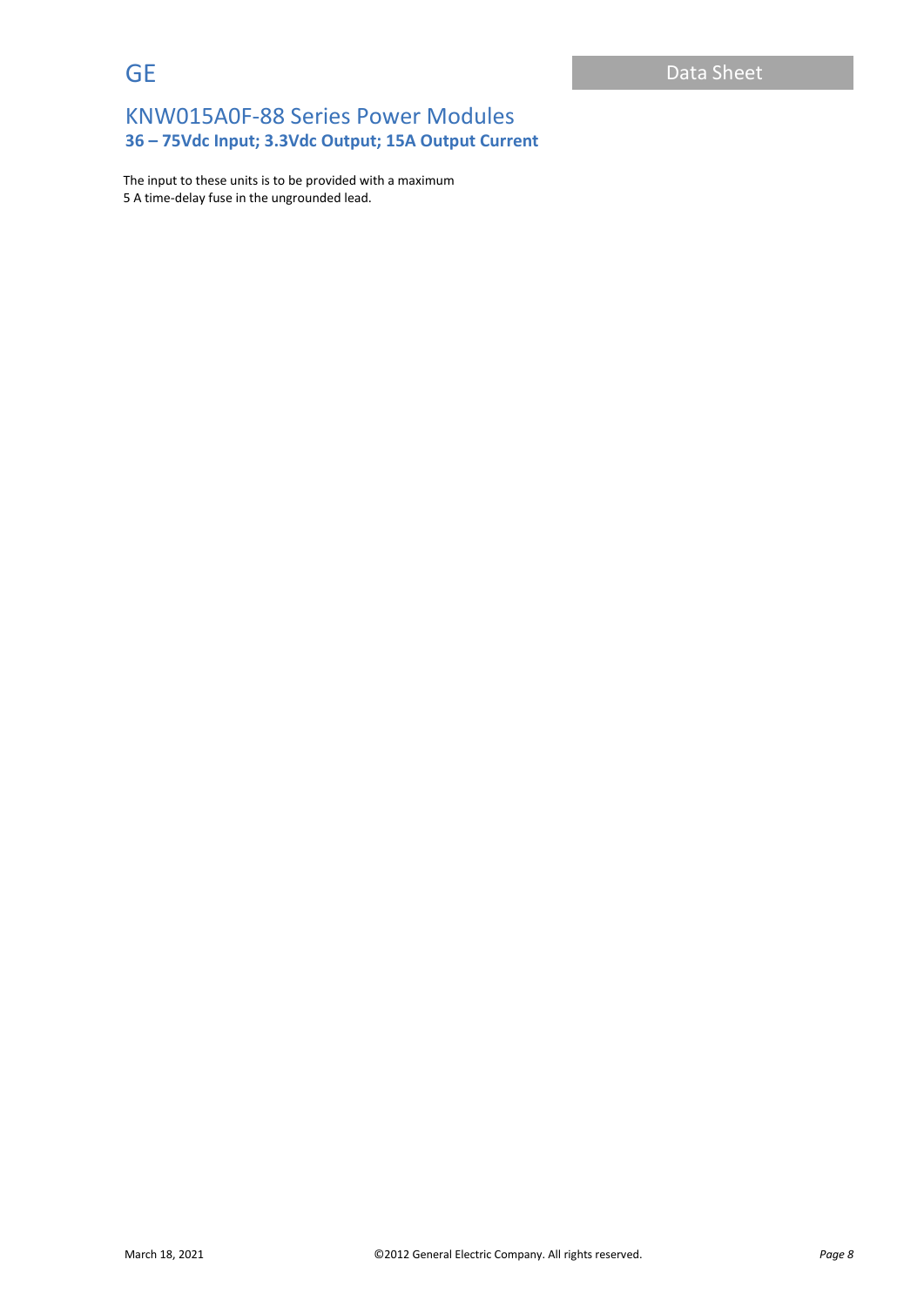The input to these units is to be provided with a maximum 5 A time-delay fuse in the ungrounded lead.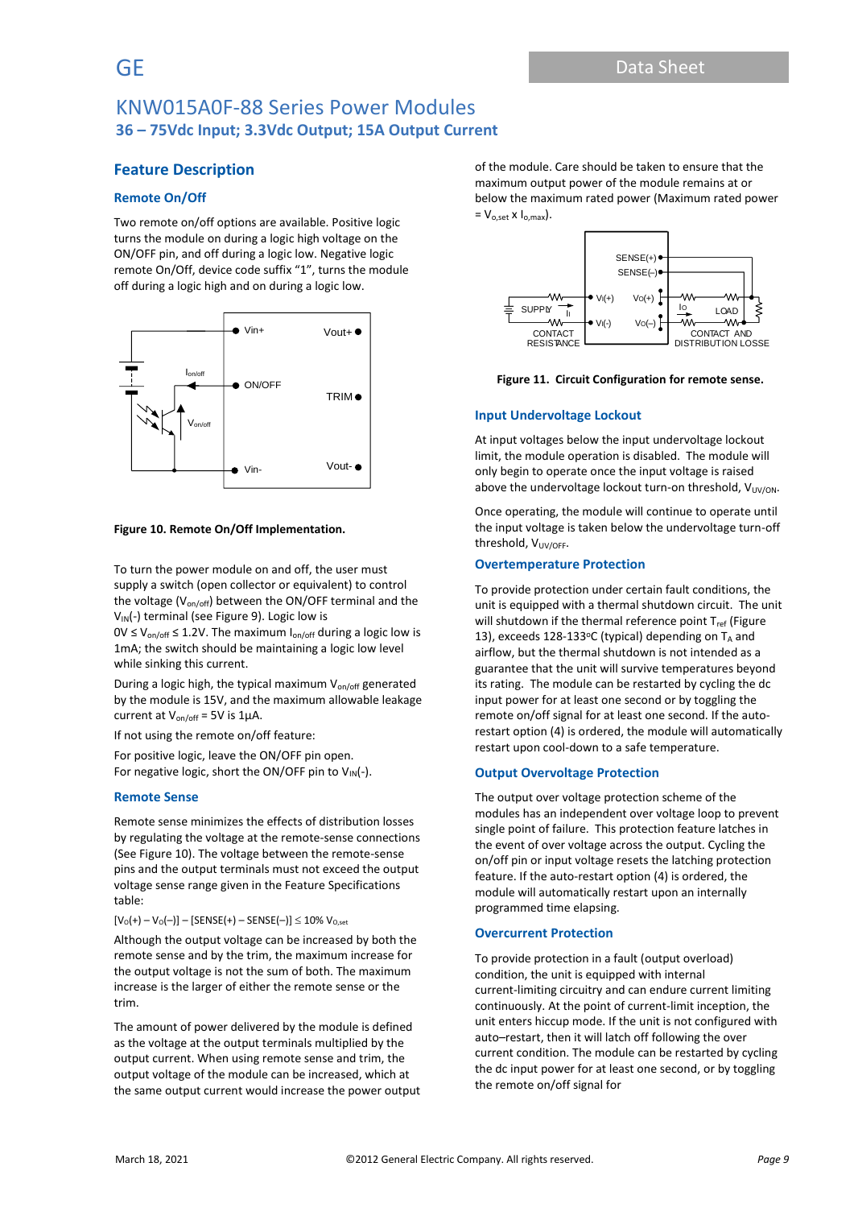# Feature Description

## Remote On/Off

Two remote on/off options are available. Positive logic turns the module on during a logic high voltage on the ON/OFF pin, and off during a logic low. Negative logic remote On/Off, device code suffix "1", turns the module off during a logic high and on during a logic low.

**Figure 10. Remote On/Off Implementation.**

To turn the power module on and off, the user must supply a switch (open collector or equivalent) to control the voltage ($V_{on/off}$) between the ON/OFF terminal and the $V_{IN}$(-) terminal (see Figure 9). Logic low is $0V \leq V_{on/off} \leq 1.2V$. The maximum $I_{on/off}$ during a logic low is 1mA; the switch should be maintaining a logic low level while sinking this current.

During a logic high, the typical maximum $V_{on/off}$ generated by the module is 15V, and the maximum allowable leakage current at $V_{on/off}$ = 5V is 1μA.

If not using the remote on/off feature:

For positive logic, leave the ON/OFF pin open.
For negative logic, short the ON/OFF pin to $V_{IN}$(-).

## Remote Sense

Remote sense minimizes the effects of distribution losses by regulating the voltage at the remote-sense connections (See Figure 10). The voltage between the remote-sense pins and the output terminals must not exceed the output voltage sense range given in the Feature Specifications table:

$$[V_O(+) - V_O(–)] - [SENSE(+) - SENSE(–)] \leq 10\% \; V_{O,set}$$

Although the output voltage can be increased by both the remote sense and by the trim, the maximum increase for the output voltage is not the sum of both. The maximum increase is the larger of either the remote sense or the trim.

The amount of power delivered by the module is defined as the voltage at the output terminals multiplied by the output current. When using remote sense and trim, the output voltage of the module can be increased, which at the same output current would increase the power output of the module. Care should be taken to ensure that the maximum output power of the module remains at or below the maximum rated power (Maximum rated power = $V_{o,set}$ x $I_{o,max}$).

**Figure 11. Circuit Configuration for remote sense.**

## Input Undervoltage Lockout

At input voltages below the input undervoltage lockout limit, the module operation is disabled. The module will only begin to operate once the input voltage is raised above the undervoltage lockout turn-on threshold, $V_{UV/ON}$.

Once operating, the module will continue to operate until the input voltage is taken below the undervoltage turn-off threshold, $V_{UV/OFF}$.

## Overtemperature Protection

To provide protection under certain fault conditions, the unit is equipped with a thermal shutdown circuit. The unit will shutdown if the thermal reference point $T_{ref}$ (Figure 13), exceeds 128-133°C (typical) depending on $T_A$ and airflow, but the thermal shutdown is not intended as a guarantee that the unit will survive temperatures beyond its rating. The module can be restarted by cycling the dc input power for at least one second or by toggling the remote on/off signal for at least one second. If the auto-restart option (4) is ordered, the module will automatically restart upon cool-down to a safe temperature.

## Output Overvoltage Protection

The output over voltage protection scheme of the modules has an independent over voltage loop to prevent single point of failure. This protection feature latches in the event of over voltage across the output. Cycling the on/off pin or input voltage resets the latching protection feature. If the auto-restart option (4) is ordered, the module will automatically restart upon an internally programmed time elapsing.

## Overcurrent Protection

To provide protection in a fault (output overload) condition, the unit is equipped with internal current-limiting circuitry and can endure current limiting continuously. At the point of current-limit inception, the unit enters hiccup mode. If the unit is not configured with auto–restart, then it will latch off following the over current condition. The module can be restarted by cycling the dc input power for at least one second, or by toggling the remote on/off signal for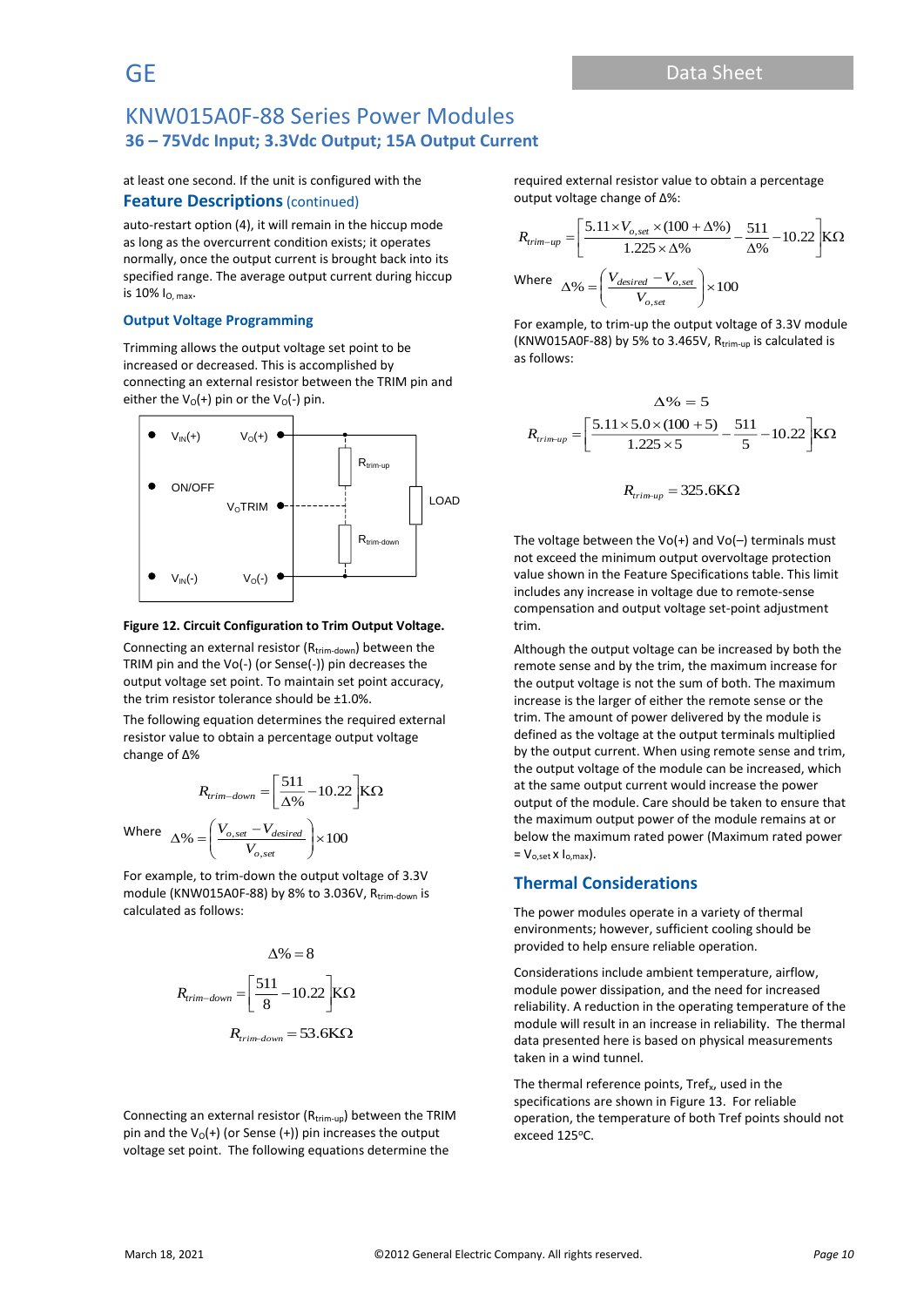at least one second. If the unit is configured with the

## Feature Descriptions (continued)

auto-restart option (4), it will remain in the hiccup mode as long as the overcurrent condition exists; it operates normally, once the output current is brought back into its specified range. The average output current during hiccup is 10% $I_{O,\,max}$.

### Output Voltage Programming

Trimming allows the output voltage set point to be increased or decreased. This is accomplished by connecting an external resistor between the TRIM pin and either the $V_O(+)$ pin or the $V_O(-)$ pin.

**Figure 12. Circuit Configuration to Trim Output Voltage.**

Connecting an external resistor ($R_{trim-down}$) between the TRIM pin and the Vo(-) (or Sense(-)) pin decreases the output voltage set point. To maintain set point accuracy, the trim resistor tolerance should be ±1.0%.

The following equation determines the required external resistor value to obtain a percentage output voltage change of Δ%

$$R_{trim-down} = \left[\frac{511}{\Delta\%} - 10.22\right] K\Omega$$

Where $\Delta\% = \left(\frac{V_{o,set} - V_{desired}}{V_{o,set}}\right) \times 100$

For example, to trim-down the output voltage of 3.3V module (KNW015A0F-88) by 8% to 3.036V, $R_{trim-down}$ is calculated as follows:

$$\Delta\% = 8$$

$$R_{trim-down} = \left[\frac{511}{8} - 10.22\right] K\Omega$$

$$R_{trim-down} = 53.6 K\Omega$$

Connecting an external resistor ($R_{trim-up}$) between the TRIM pin and the $V_O(+)$ (or Sense (+)) pin increases the output voltage set point. The following equations determine the required external resistor value to obtain a percentage output voltage change of Δ%:

$$R_{trim-up} = \left[\frac{5.11 \times V_{o,set} \times (100 + \Delta\%)}{1.225 \times \Delta\%} - \frac{511}{\Delta\%} - 10.22\right] K\Omega$$

Where $\Delta\% = \left(\frac{V_{desired} - V_{o,set}}{V_{o,set}}\right) \times 100$

For example, to trim-up the output voltage of 3.3V module (KNW015A0F-88) by 5% to 3.465V, $R_{trim-up}$ is calculated is as follows:

$$\Delta\% = 5$$

$$R_{trim-up} = \left[\frac{5.11 \times 5.0 \times (100 + 5)}{1.225 \times 5} - \frac{511}{5} - 10.22\right] K\Omega$$

$$R_{trim-up} = 325.6 K\Omega$$

The voltage between the Vo(+) and Vo(–) terminals must not exceed the minimum output overvoltage protection value shown in the Feature Specifications table. This limit includes any increase in voltage due to remote-sense compensation and output voltage set-point adjustment trim.

Although the output voltage can be increased by both the remote sense and by the trim, the maximum increase for the output voltage is not the sum of both. The maximum increase is the larger of either the remote sense or the trim. The amount of power delivered by the module is defined as the voltage at the output terminals multiplied by the output current. When using remote sense and trim, the output voltage of the module can be increased, which at the same output current would increase the power output of the module. Care should be taken to ensure that the maximum output power of the module remains at or below the maximum rated power (Maximum rated power = $V_{o,set} \times I_{o,max}$).

## Thermal Considerations

The power modules operate in a variety of thermal environments; however, sufficient cooling should be provided to help ensure reliable operation.

Considerations include ambient temperature, airflow, module power dissipation, and the need for increased reliability. A reduction in the operating temperature of the module will result in an increase in reliability. The thermal data presented here is based on physical measurements taken in a wind tunnel.

The thermal reference points, $Tref_x$, used in the specifications are shown in Figure 13. For reliable operation, the temperature of both Tref points should not exceed 125°C.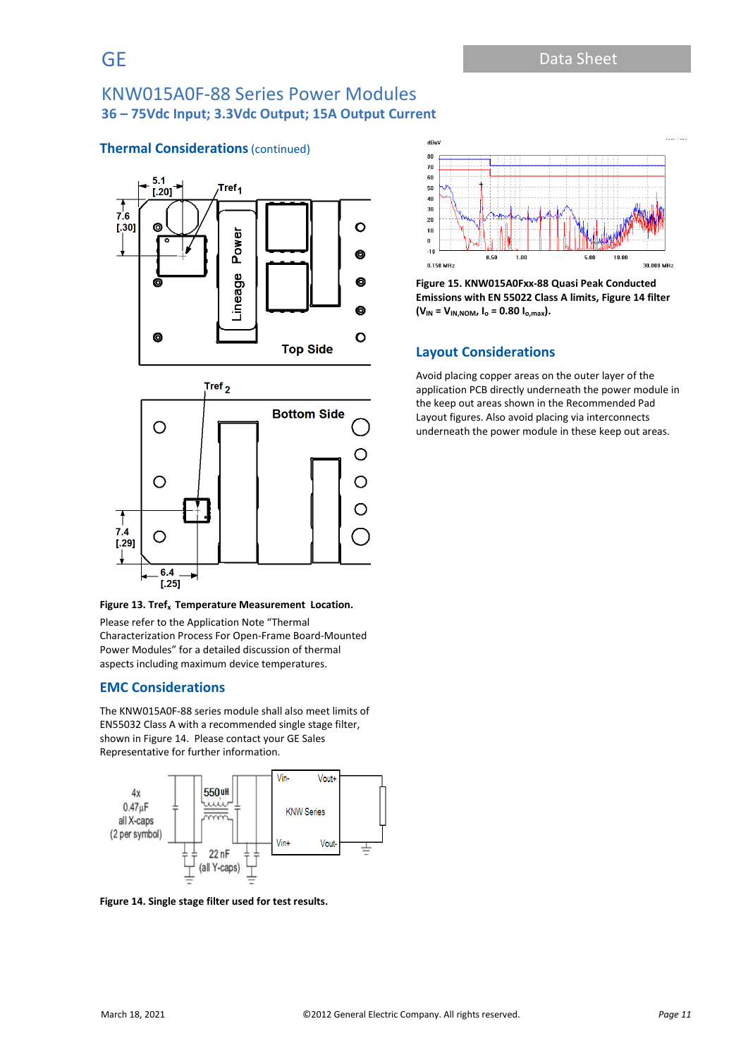## Thermal Considerations (continued)

**Figure 13. Tref$_x$ Temperature Measurement Location.**

Please refer to the Application Note "Thermal Characterization Process For Open-Frame Board-Mounted Power Modules" for a detailed discussion of thermal aspects including maximum device temperatures.

## EMC Considerations

The KNW015A0F-88 series module shall also meet limits of EN55032 Class A with a recommended single stage filter, shown in Figure 14. Please contact your GE Sales Representative for further information.

**Figure 14. Single stage filter used for test results.**

**Figure 15. KNW015A0Fxx-88 Quasi Peak Conducted Emissions with EN 55022 Class A limits, Figure 14 filter ($V_{IN}$ = $V_{IN,NOM}$, $I_o$ = 0.80 $I_{o,max}$).**

## Layout Considerations

Avoid placing copper areas on the outer layer of the application PCB directly underneath the power module in the keep out areas shown in the Recommended Pad Layout figures. Also avoid placing via interconnects underneath the power module in these keep out areas.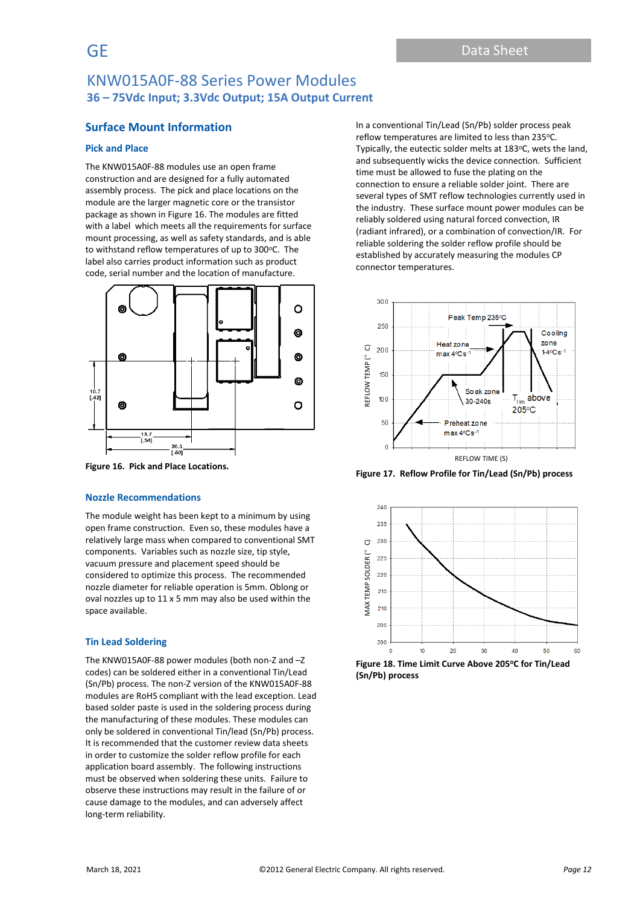# KNW015A0F-88 Series Power Modules

## 36 – 75Vdc Input; 3.3Vdc Output; 15A Output Current

## Surface Mount Information

### Pick and Place

The KNW015A0F-88 modules use an open frame construction and are designed for a fully automated assembly process. The pick and place locations on the module are the larger magnetic core or the transistor package as shown in Figure 16. The modules are fitted with a label which meets all the requirements for surface mount processing, as well as safety standards, and is able to withstand reflow temperatures of up to 300°C. The label also carries product information such as product code, serial number and the location of manufacture.

**Figure 16. Pick and Place Locations.**

### Nozzle Recommendations

The module weight has been kept to a minimum by using open frame construction. Even so, these modules have a relatively large mass when compared to conventional SMT components. Variables such as nozzle size, tip style, vacuum pressure and placement speed should be considered to optimize this process. The recommended nozzle diameter for reliable operation is 5mm. Oblong or oval nozzles up to 11 x 5 mm may also be used within the space available.

### Tin Lead Soldering

The KNW015A0F-88 power modules (both non-Z and –Z codes) can be soldered either in a conventional Tin/Lead (Sn/Pb) process. The non-Z version of the KNW015A0F-88 modules are RoHS compliant with the lead exception. Lead based solder paste is used in the soldering process during the manufacturing of these modules. These modules can only be soldered in conventional Tin/lead (Sn/Pb) process. It is recommended that the customer review data sheets in order to customize the solder reflow profile for each application board assembly. The following instructions must be observed when soldering these units. Failure to observe these instructions may result in the failure of or cause damage to the modules, and can adversely affect long-term reliability.

In a conventional Tin/Lead (Sn/Pb) solder process peak reflow temperatures are limited to less than 235°C. Typically, the eutectic solder melts at 183°C, wets the land, and subsequently wicks the device connection. Sufficient time must be allowed to fuse the plating on the connection to ensure a reliable solder joint. There are several types of SMT reflow technologies currently used in the industry. These surface mount power modules can be reliably soldered using natural forced convection, IR (radiant infrared), or a combination of convection/IR. For reliable soldering the solder reflow profile should be established by accurately measuring the modules CP connector temperatures.

**Figure 17. Reflow Profile for Tin/Lead (Sn/Pb) process**

**Figure 18. Time Limit Curve Above 205°C for Tin/Lead (Sn/Pb) process**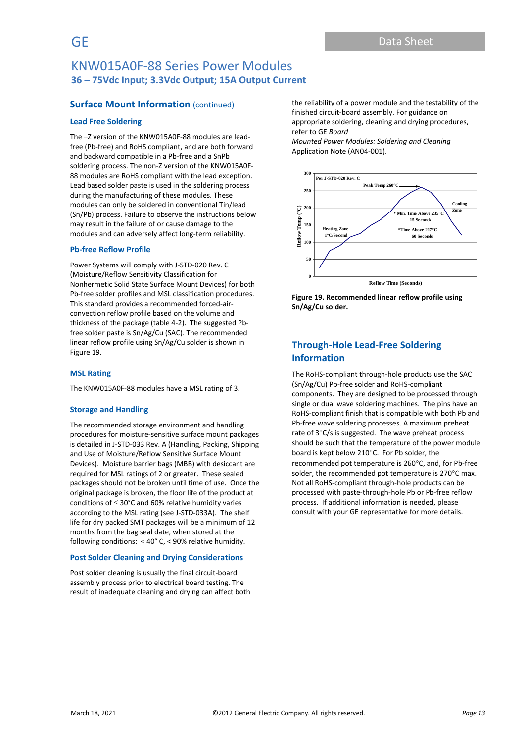## Surface Mount Information (continued)

### Lead Free Soldering

The –Z version of the KNW015A0F-88 modules are lead-free (Pb-free) and RoHS compliant, and are both forward and backward compatible in a Pb-free and a SnPb soldering process. The non-Z version of the KNW015A0F-88 modules are RoHS compliant with the lead exception. Lead based solder paste is used in the soldering process during the manufacturing of these modules. These modules can only be soldered in conventional Tin/lead (Sn/Pb) process. Failure to observe the instructions below may result in the failure of or cause damage to the modules and can adversely affect long-term reliability.

### Pb-free Reflow Profile

Power Systems will comply with J-STD-020 Rev. C (Moisture/Reflow Sensitivity Classification for Nonhermetic Solid State Surface Mount Devices) for both Pb-free solder profiles and MSL classification procedures. This standard provides a recommended forced-air-convection reflow profile based on the volume and thickness of the package (table 4-2). The suggested Pb-free solder paste is Sn/Ag/Cu (SAC). The recommended linear reflow profile using Sn/Ag/Cu solder is shown in Figure 19.

### MSL Rating

The KNW015A0F-88 modules have a MSL rating of 3.

### Storage and Handling

The recommended storage environment and handling procedures for moisture-sensitive surface mount packages is detailed in J-STD-033 Rev. A (Handling, Packing, Shipping and Use of Moisture/Reflow Sensitive Surface Mount Devices). Moisture barrier bags (MBB) with desiccant are required for MSL ratings of 2 or greater. These sealed packages should not be broken until time of use. Once the original package is broken, the floor life of the product at conditions of ≤ 30°C and 60% relative humidity varies according to the MSL rating (see J-STD-033A). The shelf life for dry packed SMT packages will be a minimum of 12 months from the bag seal date, when stored at the following conditions: < 40° C, < 90% relative humidity.

### Post Solder Cleaning and Drying Considerations

Post solder cleaning is usually the final circuit-board assembly process prior to electrical board testing. The result of inadequate cleaning and drying can affect both the reliability of a power module and the testability of the finished circuit-board assembly. For guidance on appropriate soldering, cleaning and drying procedures, refer to GE *Board Mounted Power Modules: Soldering and Cleaning* Application Note (AN04-001).

**Figure 19. Recommended linear reflow profile using Sn/Ag/Cu solder.**

## Through-Hole Lead-Free Soldering Information

The RoHS-compliant through-hole products use the SAC (Sn/Ag/Cu) Pb-free solder and RoHS-compliant components. They are designed to be processed through single or dual wave soldering machines. The pins have an RoHS-compliant finish that is compatible with both Pb and Pb-free wave soldering processes. A maximum preheat rate of 3°C/s is suggested. The wave preheat process should be such that the temperature of the power module board is kept below 210°C. For Pb solder, the recommended pot temperature is 260°C, and, for Pb-free solder, the recommended pot temperature is 270°C max. Not all RoHS-compliant through-hole products can be processed with paste-through-hole Pb or Pb-free reflow process. If additional information is needed, please consult with your GE representative for more details.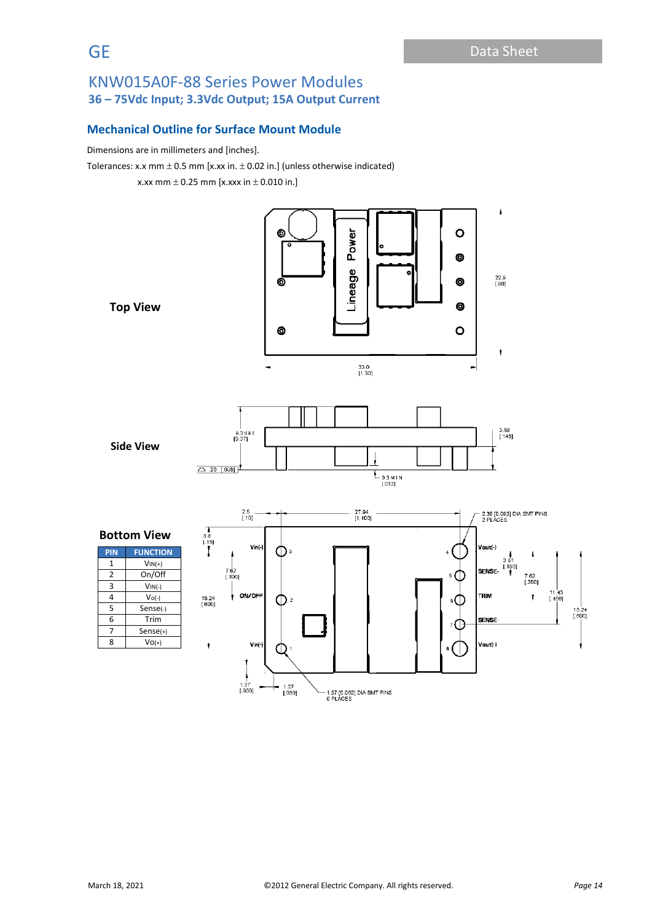## KNW015A0F-88 Series Power Modules

### 36 – 75Vdc Input; 3.3Vdc Output; 15A Output Current

### Mechanical Outline for Surface Mount Module

Dimensions are in millimeters and [inches].

Tolerances: x.x mm ± 0.5 mm [x.xx in. ± 0.02 in.] (unless otherwise indicated)

x.xx mm ± 0.25 mm [x.xxx in ± 0.010 in.]

**Top View**

**Side View**

**Bottom View**

| PIN | FUNCTION |
|---|---|
| 1 | $V_{IN(+)}$ |
| 2 | On/Off |
| 3 | $V_{IN(-)}$ |
| 4 | $V_{O(-)}$ |
| 5 | Sense(-) |
| 6 | Trim |
| 7 | Sense(+) |
| 8 | $V_{O(+)}$ |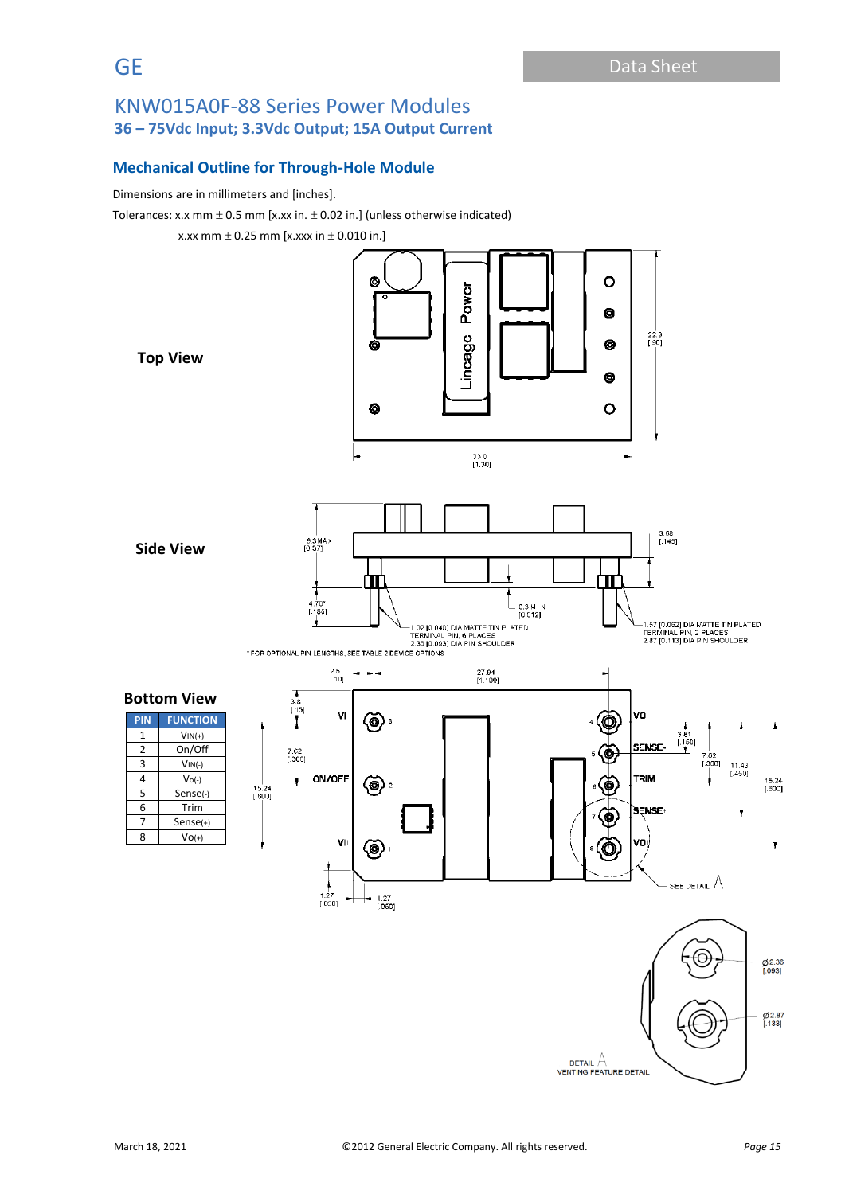## KNW015A0F-88 Series Power Modules

### 36 – 75Vdc Input; 3.3Vdc Output; 15A Output Current

### Mechanical Outline for Through-Hole Module

Dimensions are in millimeters and [inches].

Tolerances: x.x mm ± 0.5 mm [x.xx in. ± 0.02 in.] (unless otherwise indicated)

x.xx mm ± 0.25 mm [x.xxx in ± 0.010 in.]

**Top View**

**Side View**

**Bottom View**

| PIN | FUNCTION |
|---|---|
| 1 | $V_{IN(+)}$ |
| 2 | On/Off |
| 3 | $V_{IN(-)}$ |
| 4 | $V_{O(-)}$ |
| 5 | Sense(-) |
| 6 | Trim |
| 7 | Sense(+) |
| 8 | $V_{O(+)}$ |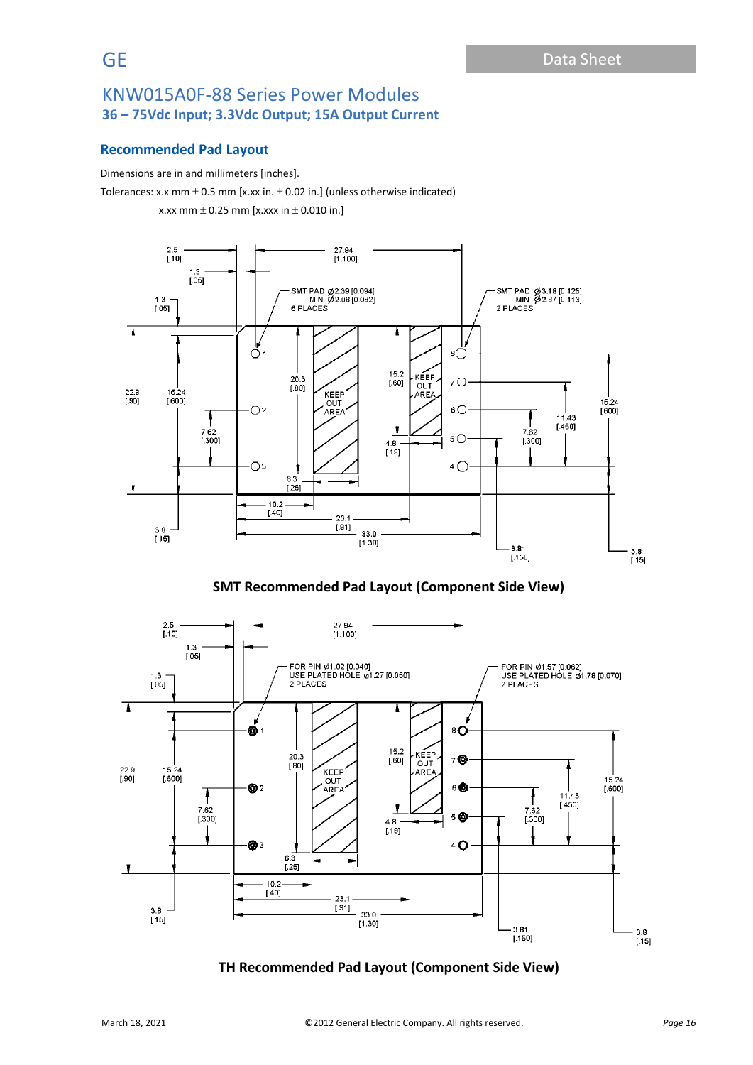## Recommended Pad Layout

Dimensions are in and millimeters [inches].

Tolerances: x.x mm ± 0.5 mm [x.xx in. ± 0.02 in.] (unless otherwise indicated)

x.xx mm ± 0.25 mm [x.xxx in ± 0.010 in.]

**SMT Recommended Pad Layout (Component Side View)**

**TH Recommended Pad Layout (Component Side View)**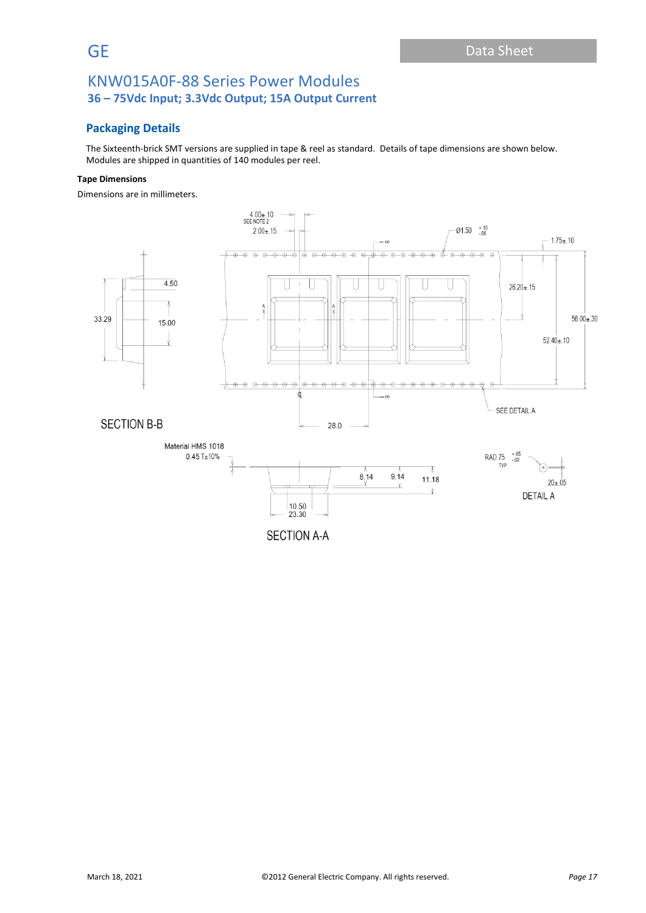## Packaging Details

The Sixteenth-brick SMT versions are supplied in tape & reel as standard. Details of tape dimensions are shown below. Modules are shipped in quantities of 140 modules per reel.

**Tape Dimensions**

Dimensions are in millimeters.

4.00± .10
SEE NOTE 2
2.00± .15
Ø1.50 +.10 -.00
1.75± .10
26.20± .15
56.00± .30
52.40± .10
SEE DETAIL A
28.0
4.50
33.29
15.00

SECTION B-B

Material HMS 1018
0.45 T±10%
8.14
9.14
11.18
10.50
23.30

SECTION A-A

RAD .75 +.05 -.00 TYP
.20± .05

DETAIL A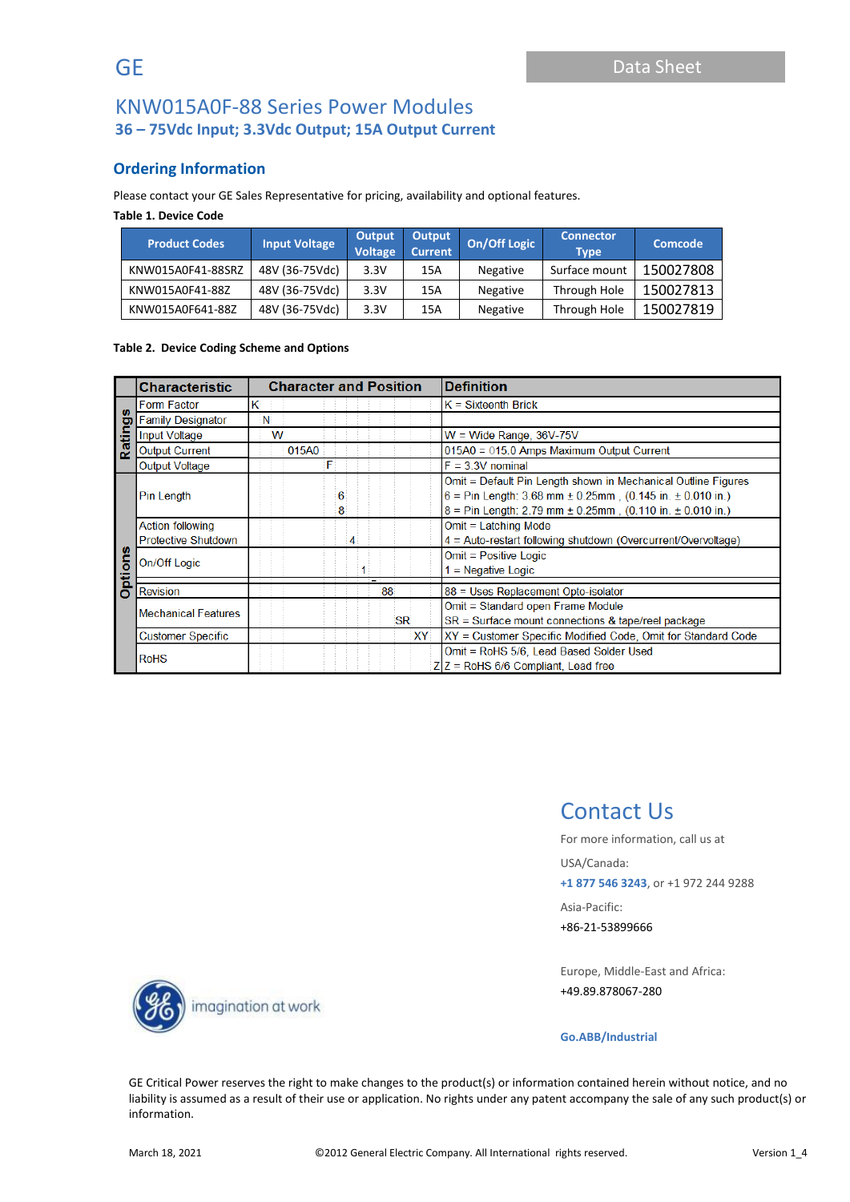# KNW015A0F-88 Series Power Modules

## 36 – 75Vdc Input; 3.3Vdc Output; 15A Output Current

### Ordering Information

Please contact your GE Sales Representative for pricing, availability and optional features.

**Table 1. Device Code**

| Product Codes | Input Voltage | Output Voltage | Output Current | On/Off Logic | Connector Type | Comcode |
|---|---|---|---|---|---|---|
| KNW015A0F41-88SRZ | 48V (36-75Vdc) | 3.3V | 15A | Negative | Surface mount | 150027808 |
| KNW015A0F41-88Z | 48V (36-75Vdc) | 3.3V | 15A | Negative | Through Hole | 150027813 |
| KNW015A0F641-88Z | 48V (36-75Vdc) | 3.3V | 15A | Negative | Through Hole | 150027819 |

**Table 2. Device Coding Scheme and Options**

| | Characteristic | Character and Position | Definition |
|---|---|---|---|
| Ratings | Form Factor | K | K = Sixteenth Brick |
| | Family Designator | N | |
| | Input Voltage | W | W = Wide Range, 36V-75V |
| | Output Current | 015A0 | 015A0 = 015.0 Amps Maximum Output Current |
| | Output Voltage | F | F = 3.3V nominal |
| Options | Pin Length | 6<br>8 | Omit = Default Pin Length shown in Mechanical Outline Figures<br>6 = Pin Length: 3.68 mm ± 0.25mm , (0.145 in. ± 0.010 in.)<br>8 = Pin Length: 2.79 mm ± 0.25mm , (0.110 in. ± 0.010 in.) |
| | Action following Protective Shutdown | 4 | Omit = Latching Mode<br>4 = Auto-restart following shutdown (Overcurrent/Overvoltage) |
| | On/Off Logic | 1 | Omit = Positive Logic<br>1 = Negative Logic |
| | Revision | -88 | 88 = Uses Replacement Opto-isolator |
| | Mechanical Features | SR | Omit = Standard open Frame Module<br>SR = Surface mount connections & tape/reel package |
| | Customer Specific | XY | XY = Customer Specific Modified Code, Omit for Standard Code |
| | RoHS | Z | Omit = RoHS 5/6, Lead Based Solder Used<br>Z = RoHS 6/6 Compliant, Lead free |

## Contact Us

For more information, call us at

USA/Canada:

**+1 877 546 3243**, or +1 972 244 9288

Asia-Pacific:

+86-21-53899666

Europe, Middle-East and Africa:

+49.89.878067-280

**Go.ABB/Industrial**

imagination at work

GE Critical Power reserves the right to make changes to the product(s) or information contained herein without notice, and no liability is assumed as a result of their use or application. No rights under any patent accompany the sale of any such product(s) or information.

March 18, 2021 ©2012 General Electric Company. All International rights reserved. Version 1_4